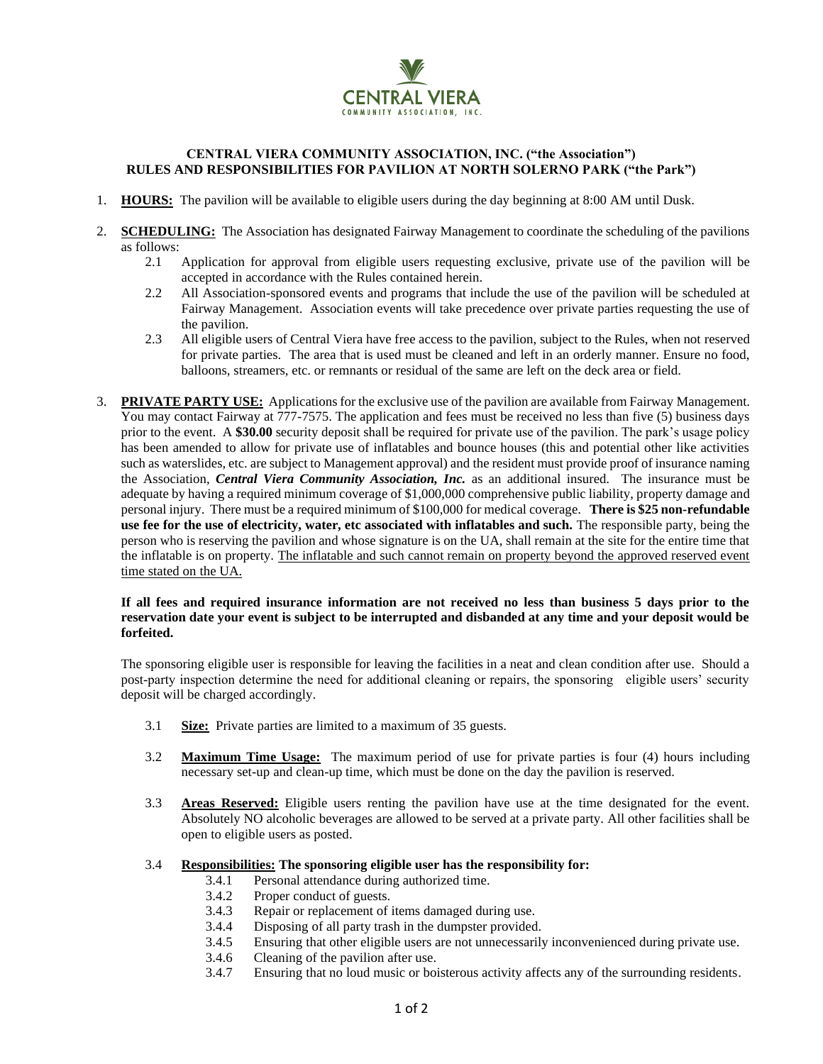CENTRAL VIERA
COMMUNITY ASSOCIATION, INC.

# CENTRAL VIERA COMMUNITY ASSOCIATION, INC. ("the Association")
# RULES AND RESPONSIBILITIES FOR PAVILION AT NORTH SOLERNO PARK ("the Park")

1. **HOURS:** The pavilion will be available to eligible users during the day beginning at 8:00 AM until Dusk.

2. **SCHEDULING:** The Association has designated Fairway Management to coordinate the scheduling of the pavilions as follows:
   - 2.1 Application for approval from eligible users requesting exclusive, private use of the pavilion will be accepted in accordance with the Rules contained herein.
   - 2.2 All Association-sponsored events and programs that include the use of the pavilion will be scheduled at Fairway Management. Association events will take precedence over private parties requesting the use of the pavilion.
   - 2.3 All eligible users of Central Viera have free access to the pavilion, subject to the Rules, when not reserved for private parties. The area that is used must be cleaned and left in an orderly manner. Ensure no food, balloons, streamers, etc. or remnants or residual of the same are left on the deck area or field.

3. **PRIVATE PARTY USE:** Applications for the exclusive use of the pavilion are available from Fairway Management. You may contact Fairway at 777-7575. The application and fees must be received no less than five (5) business days prior to the event. A **$30.00** security deposit shall be required for private use of the pavilion. The park's usage policy has been amended to allow for private use of inflatables and bounce houses (this and potential other like activities such as waterslides, etc. are subject to Management approval) and the resident must provide proof of insurance naming the Association, ***Central Viera Community Association, Inc.*** as an additional insured. The insurance must be adequate by having a required minimum coverage of $1,000,000 comprehensive public liability, property damage and personal injury. There must be a required minimum of $100,000 for medical coverage. **There is $25 non-refundable use fee for the use of electricity, water, etc associated with inflatables and such.** The responsible party, being the person who is reserving the pavilion and whose signature is on the UA, shall remain at the site for the entire time that the inflatable is on property. <u>The inflatable and such cannot remain on property beyond the approved reserved event time stated on the UA.</u>

   **If all fees and required insurance information are not received no less than business 5 days prior to the reservation date your event is subject to be interrupted and disbanded at any time and your deposit would be forfeited.**

   The sponsoring eligible user is responsible for leaving the facilities in a neat and clean condition after use. Should a post-party inspection determine the need for additional cleaning or repairs, the sponsoring eligible users' security deposit will be charged accordingly.

   - 3.1 **Size:** Private parties are limited to a maximum of 35 guests.
   - 3.2 **Maximum Time Usage:** The maximum period of use for private parties is four (4) hours including necessary set-up and clean-up time, which must be done on the day the pavilion is reserved.
   - 3.3 **Areas Reserved:** Eligible users renting the pavilion have use at the time designated for the event. Absolutely NO alcoholic beverages are allowed to be served at a private party. All other facilities shall be open to eligible users as posted.
   - 3.4 **Responsibilities: The sponsoring eligible user has the responsibility for:**
     - 3.4.1 Personal attendance during authorized time.
     - 3.4.2 Proper conduct of guests.
     - 3.4.3 Repair or replacement of items damaged during use.
     - 3.4.4 Disposing of all party trash in the dumpster provided.
     - 3.4.5 Ensuring that other eligible users are not unnecessarily inconvenienced during private use.
     - 3.4.6 Cleaning of the pavilion after use.
     - 3.4.7 Ensuring that no loud music or boisterous activity affects any of the surrounding residents.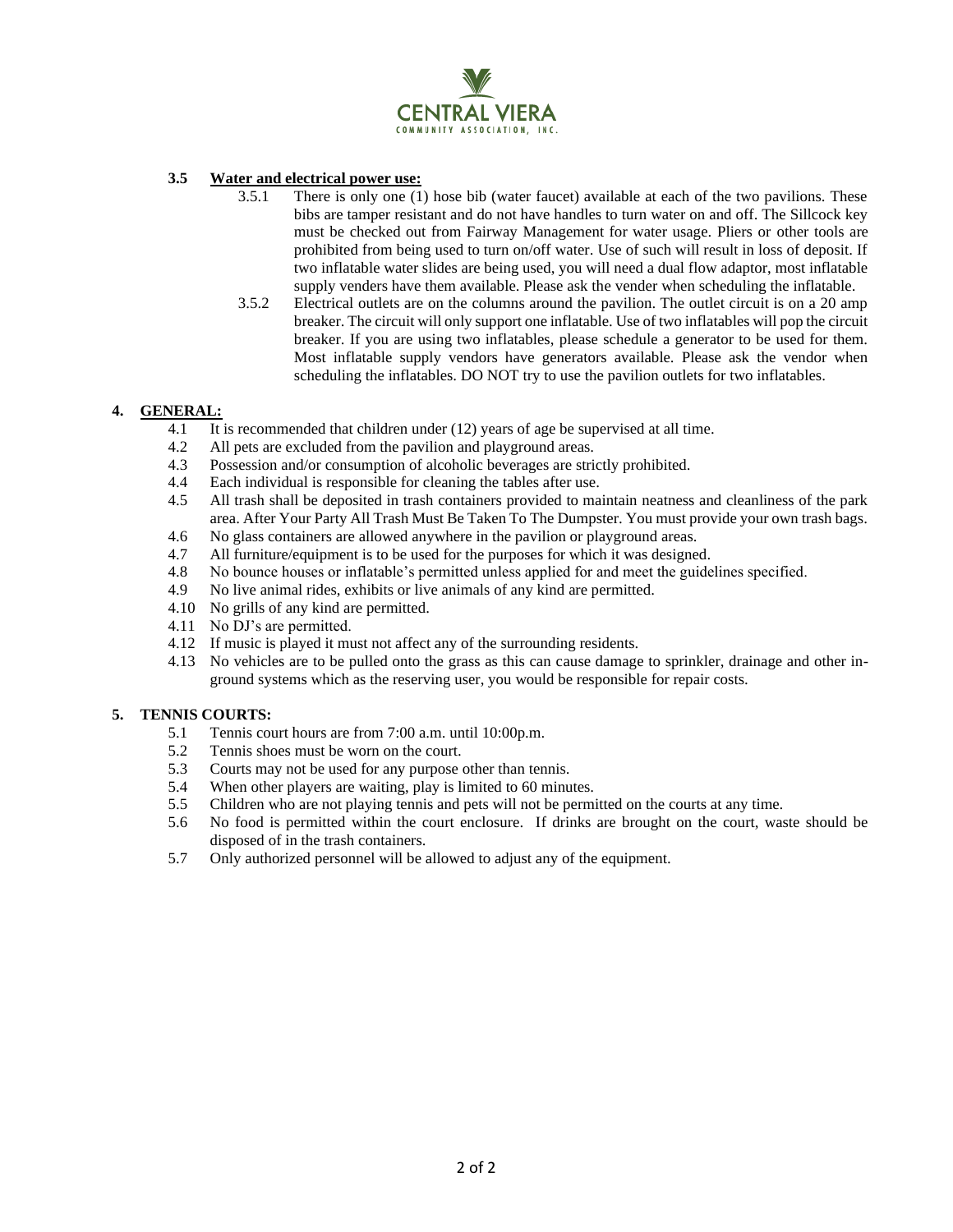**3.5 Water and electrical power use:**

3.5.1 There is only one (1) hose bib (water faucet) available at each of the two pavilions. These bibs are tamper resistant and do not have handles to turn water on and off. The Sillcock key must be checked out from Fairway Management for water usage. Pliers or other tools are prohibited from being used to turn on/off water. Use of such will result in loss of deposit. If two inflatable water slides are being used, you will need a dual flow adaptor, most inflatable supply venders have them available. Please ask the vender when scheduling the inflatable.

3.5.2 Electrical outlets are on the columns around the pavilion. The outlet circuit is on a 20 amp breaker. The circuit will only support one inflatable. Use of two inflatables will pop the circuit breaker. If you are using two inflatables, please schedule a generator to be used for them. Most inflatable supply vendors have generators available. Please ask the vendor when scheduling the inflatables. DO NOT try to use the pavilion outlets for two inflatables.

## 4. GENERAL:

4.1 It is recommended that children under (12) years of age be supervised at all time.

4.2 All pets are excluded from the pavilion and playground areas.

4.3 Possession and/or consumption of alcoholic beverages are strictly prohibited.

4.4 Each individual is responsible for cleaning the tables after use.

4.5 All trash shall be deposited in trash containers provided to maintain neatness and cleanliness of the park area. After Your Party All Trash Must Be Taken To The Dumpster. You must provide your own trash bags.

4.6 No glass containers are allowed anywhere in the pavilion or playground areas.

4.7 All furniture/equipment is to be used for the purposes for which it was designed.

4.8 No bounce houses or inflatable's permitted unless applied for and meet the guidelines specified.

4.9 No live animal rides, exhibits or live animals of any kind are permitted.

4.10 No grills of any kind are permitted.

4.11 No DJ's are permitted.

4.12 If music is played it must not affect any of the surrounding residents.

4.13 No vehicles are to be pulled onto the grass as this can cause damage to sprinkler, drainage and other in-ground systems which as the reserving user, you would be responsible for repair costs.

## 5. TENNIS COURTS:

5.1 Tennis court hours are from 7:00 a.m. until 10:00p.m.

5.2 Tennis shoes must be worn on the court.

5.3 Courts may not be used for any purpose other than tennis.

5.4 When other players are waiting, play is limited to 60 minutes.

5.5 Children who are not playing tennis and pets will not be permitted on the courts at any time.

5.6 No food is permitted within the court enclosure. If drinks are brought on the court, waste should be disposed of in the trash containers.

5.7 Only authorized personnel will be allowed to adjust any of the equipment.